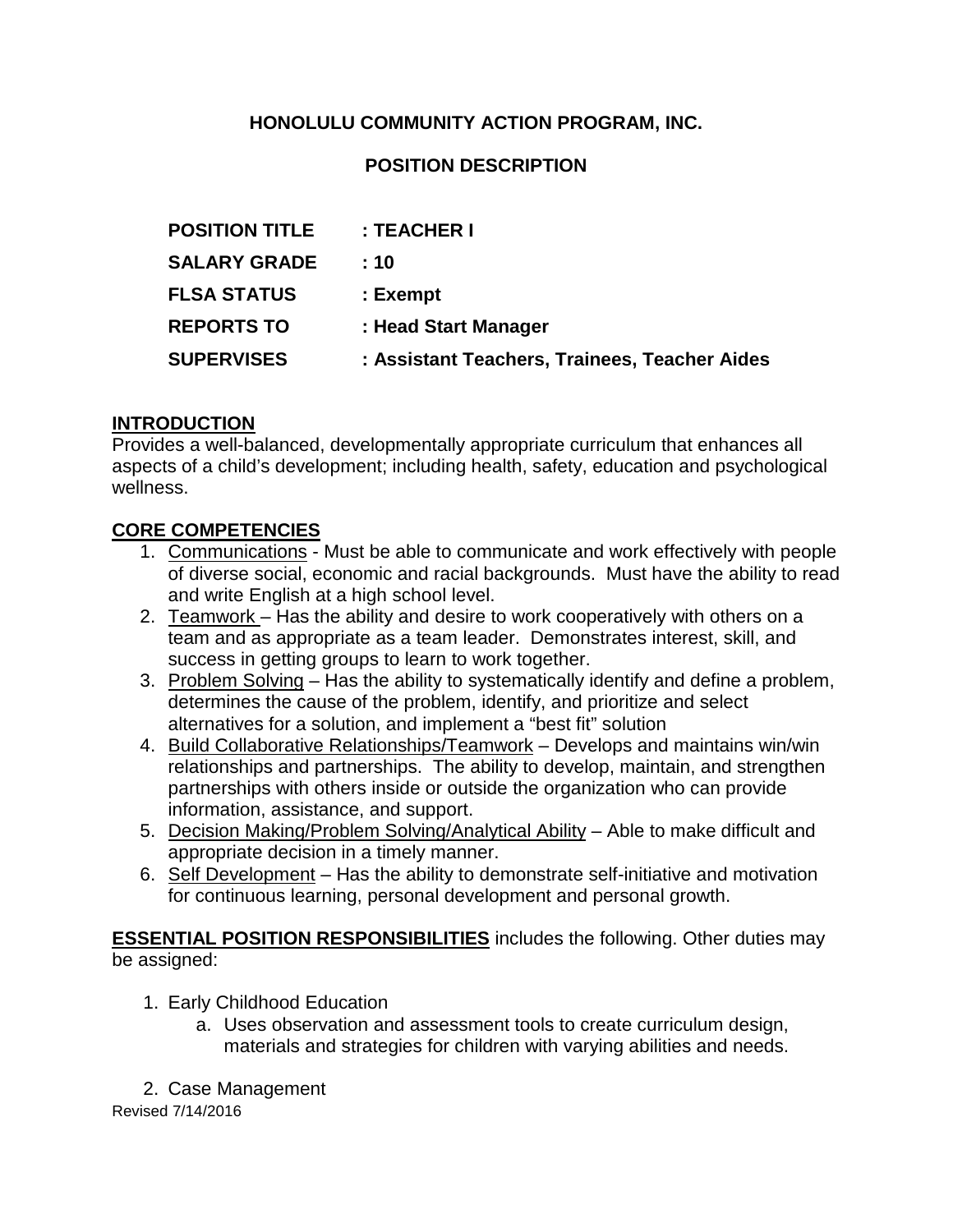**HONOLULU COMMUNITY ACTION PROGRAM, INC.**

**POSITION DESCRIPTION**

| | |
|---|---|
| **POSITION TITLE** | **: TEACHER I** |
| **SALARY GRADE** | **: 10** |
| **FLSA STATUS** | **: Exempt** |
| **REPORTS TO** | **: Head Start Manager** |
| **SUPERVISES** | **: Assistant Teachers, Trainees, Teacher Aides** |

**INTRODUCTION**

Provides a well-balanced, developmentally appropriate curriculum that enhances all aspects of a child's development; including health, safety, education and psychological wellness.

**CORE COMPETENCIES**

1. Communications - Must be able to communicate and work effectively with people of diverse social, economic and racial backgrounds. Must have the ability to read and write English at a high school level.
2. Teamwork – Has the ability and desire to work cooperatively with others on a team and as appropriate as a team leader. Demonstrates interest, skill, and success in getting groups to learn to work together.
3. Problem Solving – Has the ability to systematically identify and define a problem, determines the cause of the problem, identify, and prioritize and select alternatives for a solution, and implement a "best fit" solution
4. Build Collaborative Relationships/Teamwork – Develops and maintains win/win relationships and partnerships. The ability to develop, maintain, and strengthen partnerships with others inside or outside the organization who can provide information, assistance, and support.
5. Decision Making/Problem Solving/Analytical Ability – Able to make difficult and appropriate decision in a timely manner.
6. Self Development – Has the ability to demonstrate self-initiative and motivation for continuous learning, personal development and personal growth.

**ESSENTIAL POSITION RESPONSIBILITIES** includes the following. Other duties may be assigned:

1. Early Childhood Education
   a. Uses observation and assessment tools to create curriculum design, materials and strategies for children with varying abilities and needs.
2. Case Management

Revised 7/14/2016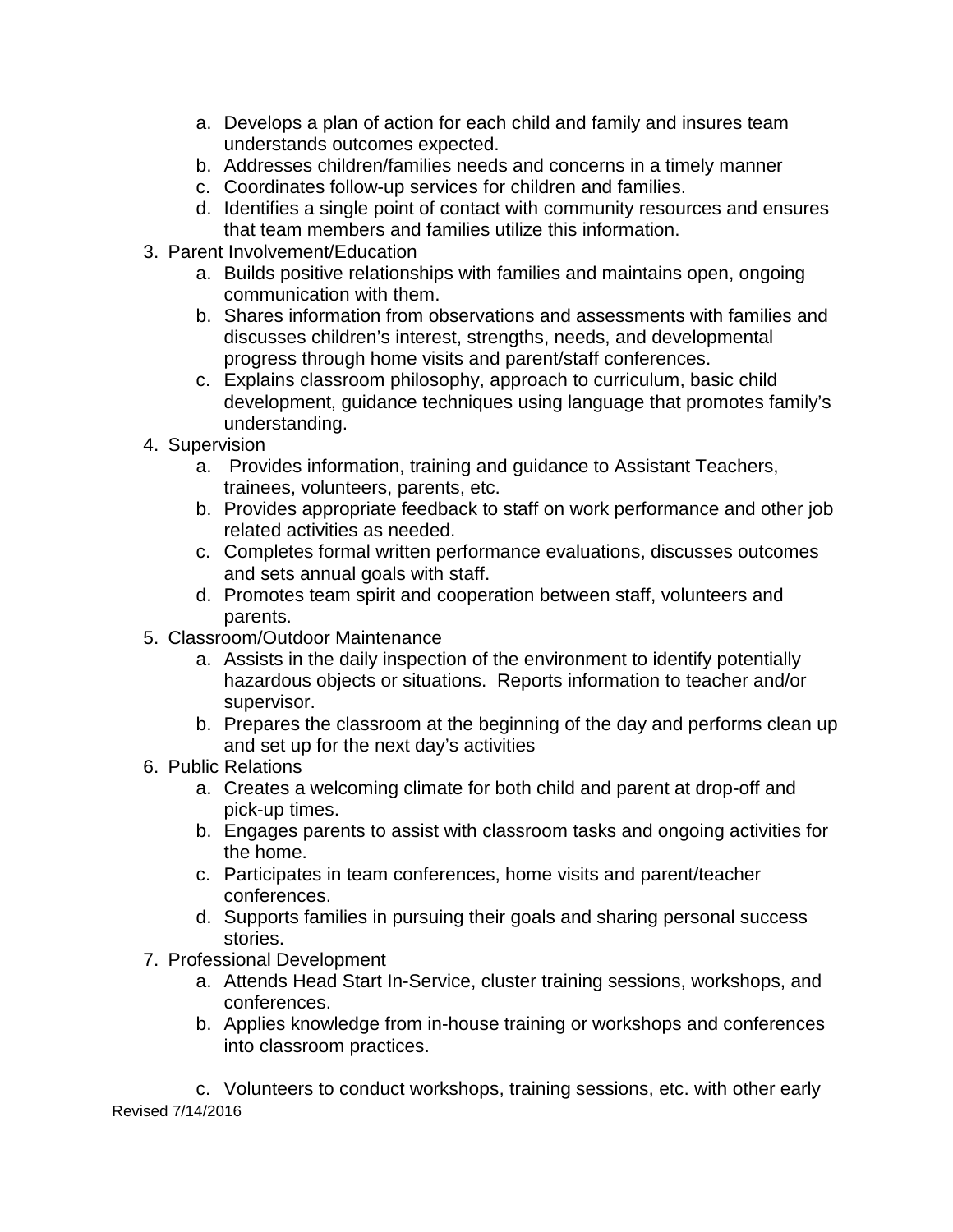a. Develops a plan of action for each child and family and insures team understands outcomes expected.
   b. Addresses children/families needs and concerns in a timely manner
   c. Coordinates follow-up services for children and families.
   d. Identifies a single point of contact with community resources and ensures that team members and families utilize this information.
3. Parent Involvement/Education
   a. Builds positive relationships with families and maintains open, ongoing communication with them.
   b. Shares information from observations and assessments with families and discusses children's interest, strengths, needs, and developmental progress through home visits and parent/staff conferences.
   c. Explains classroom philosophy, approach to curriculum, basic child development, guidance techniques using language that promotes family's understanding.
4. Supervision
   a. Provides information, training and guidance to Assistant Teachers, trainees, volunteers, parents, etc.
   b. Provides appropriate feedback to staff on work performance and other job related activities as needed.
   c. Completes formal written performance evaluations, discusses outcomes and sets annual goals with staff.
   d. Promotes team spirit and cooperation between staff, volunteers and parents.
5. Classroom/Outdoor Maintenance
   a. Assists in the daily inspection of the environment to identify potentially hazardous objects or situations. Reports information to teacher and/or supervisor.
   b. Prepares the classroom at the beginning of the day and performs clean up and set up for the next day's activities
6. Public Relations
   a. Creates a welcoming climate for both child and parent at drop-off and pick-up times.
   b. Engages parents to assist with classroom tasks and ongoing activities for the home.
   c. Participates in team conferences, home visits and parent/teacher conferences.
   d. Supports families in pursuing their goals and sharing personal success stories.
7. Professional Development
   a. Attends Head Start In-Service, cluster training sessions, workshops, and conferences.
   b. Applies knowledge from in-house training or workshops and conferences into classroom practices.

   c. Volunteers to conduct workshops, training sessions, etc. with other early

Revised 7/14/2016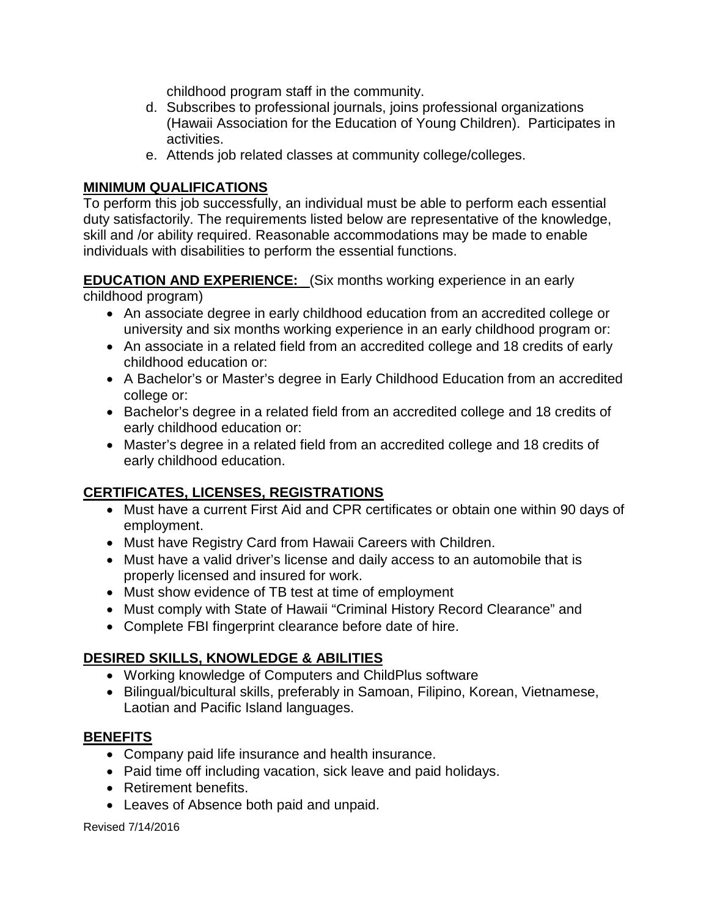childhood program staff in the community.

d. Subscribes to professional journals, joins professional organizations (Hawaii Association for the Education of Young Children). Participates in activities.
e. Attends job related classes at community college/colleges.

## MINIMUM QUALIFICATIONS

To perform this job successfully, an individual must be able to perform each essential duty satisfactorily. The requirements listed below are representative of the knowledge, skill and /or ability required. Reasonable accommodations may be made to enable individuals with disabilities to perform the essential functions.

**EDUCATION AND EXPERIENCE:** (Six months working experience in an early childhood program)

- An associate degree in early childhood education from an accredited college or university and six months working experience in an early childhood program or:
- An associate in a related field from an accredited college and 18 credits of early childhood education or:
- A Bachelor's or Master's degree in Early Childhood Education from an accredited college or:
- Bachelor's degree in a related field from an accredited college and 18 credits of early childhood education or:
- Master's degree in a related field from an accredited college and 18 credits of early childhood education.

## CERTIFICATES, LICENSES, REGISTRATIONS

- Must have a current First Aid and CPR certificates or obtain one within 90 days of employment.
- Must have Registry Card from Hawaii Careers with Children.
- Must have a valid driver's license and daily access to an automobile that is properly licensed and insured for work.
- Must show evidence of TB test at time of employment
- Must comply with State of Hawaii "Criminal History Record Clearance" and
- Complete FBI fingerprint clearance before date of hire.

## DESIRED SKILLS, KNOWLEDGE & ABILITIES

- Working knowledge of Computers and ChildPlus software
- Bilingual/bicultural skills, preferably in Samoan, Filipino, Korean, Vietnamese, Laotian and Pacific Island languages.

## BENEFITS

- Company paid life insurance and health insurance.
- Paid time off including vacation, sick leave and paid holidays.
- Retirement benefits.
- Leaves of Absence both paid and unpaid.

Revised 7/14/2016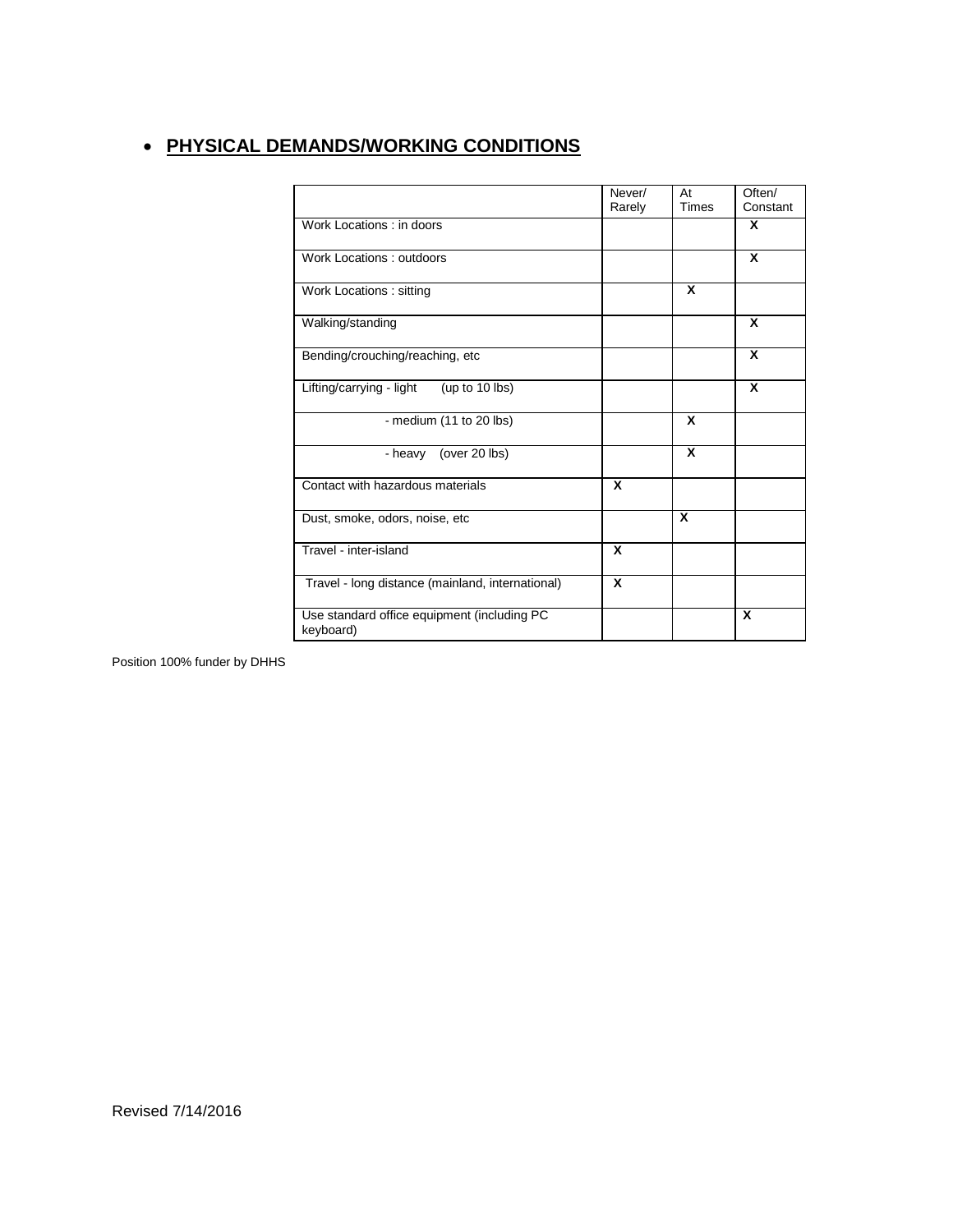- **PHYSICAL DEMANDS/WORKING CONDITIONS**

| | Never/ Rarely | At Times | Often/ Constant |
|---|---|---|---|
| Work Locations : in doors | | | **X** |
| Work Locations : outdoors | | | **X** |
| Work Locations : sitting | | **X** | |
| Walking/standing | | | **X** |
| Bending/crouching/reaching, etc | | | **X** |
| Lifting/carrying - light (up to 10 lbs) | | | **X** |
| - medium (11 to 20 lbs) | | **X** | |
| - heavy (over 20 lbs) | | **X** | |
| Contact with hazardous materials | **X** | | |
| Dust, smoke, odors, noise, etc | | **X** | |
| Travel - inter-island | **X** | | |
| Travel - long distance (mainland, international) | **X** | | |
| Use standard office equipment (including PC keyboard) | | | **X** |

Position 100% funder by DHHS

Revised 7/14/2016